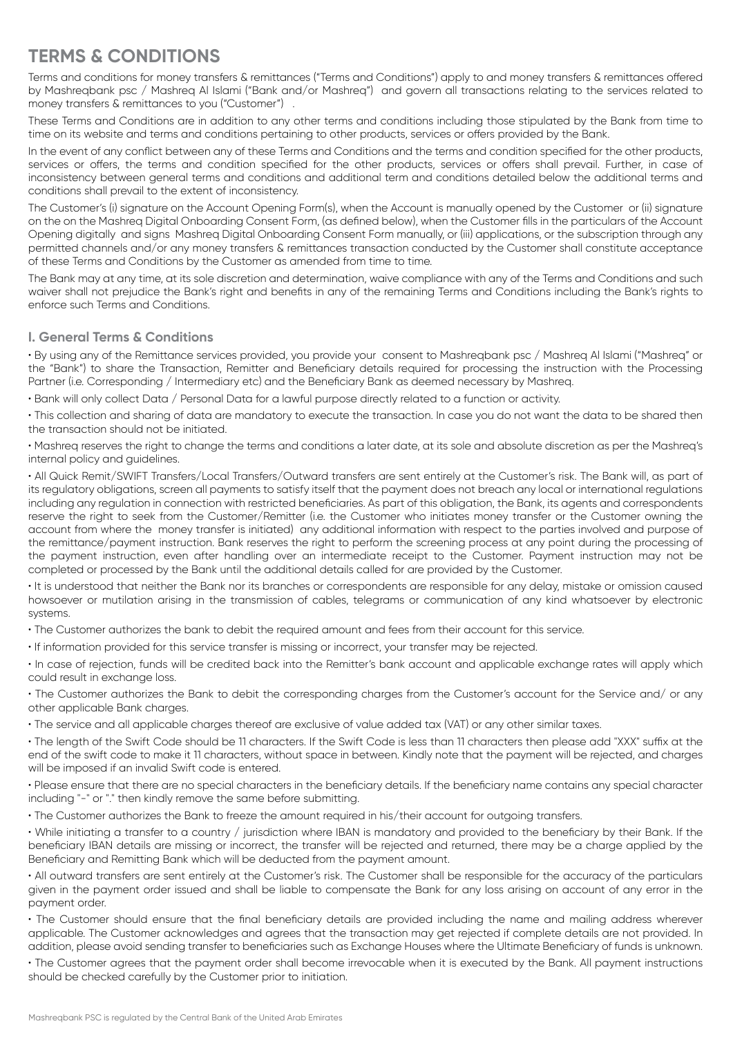# TERMS & CONDITIONS

Terms and conditions for money transfers & remittances ("Terms and Conditions") apply to and money transfers & remittances offered by Mashreqbank psc / Mashreq Al Islami ("Bank and/or Mashreq") and govern all transactions relating to the services related to money transfers & remittances to you ("Customer") .

These Terms and Conditions are in addition to any other terms and conditions including those stipulated by the Bank from time to time on its website and terms and conditions pertaining to other products, services or offers provided by the Bank.

In the event of any conflict between any of these Terms and Conditions and the terms and condition specified for the other products, services or offers, the terms and condition specified for the other products, services or offers shall prevail. Further, in case of inconsistency between general terms and conditions and additional term and conditions detailed below the additional terms and conditions shall prevail to the extent of inconsistency.

The Customer's (i) signature on the Account Opening Form(s), when the Account is manually opened by the Customer or (ii) signature on the on the Mashreq Digital Onboarding Consent Form, (as defined below), when the Customer fills in the particulars of the Account Opening digitally and signs Mashreq Digital Onboarding Consent Form manually, or (iii) applications, or the subscription through any permitted channels and/or any money transfers & remittances transaction conducted by the Customer shall constitute acceptance of these Terms and Conditions by the Customer as amended from time to time.

The Bank may at any time, at its sole discretion and determination, waive compliance with any of the Terms and Conditions and such waiver shall not prejudice the Bank's right and benefits in any of the remaining Terms and Conditions including the Bank's rights to enforce such Terms and Conditions.

## I. General Terms & Conditions

- By using any of the Remittance services provided, you provide your consent to Mashreqbank psc / Mashreq Al Islami ("Mashreq" or the "Bank") to share the Transaction, Remitter and Beneficiary details required for processing the instruction with the Processing Partner (i.e. Corresponding / Intermediary etc) and the Beneficiary Bank as deemed necessary by Mashreq.
- Bank will only collect Data / Personal Data for a lawful purpose directly related to a function or activity.
- This collection and sharing of data are mandatory to execute the transaction. In case you do not want the data to be shared then the transaction should not be initiated.
- Mashreq reserves the right to change the terms and conditions a later date, at its sole and absolute discretion as per the Mashreq's internal policy and guidelines.
- All Quick Remit/SWIFT Transfers/Local Transfers/Outward transfers are sent entirely at the Customer's risk. The Bank will, as part of its regulatory obligations, screen all payments to satisfy itself that the payment does not breach any local or international regulations including any regulation in connection with restricted beneficiaries. As part of this obligation, the Bank, its agents and correspondents reserve the right to seek from the Customer/Remitter (i.e. the Customer who initiates money transfer or the Customer owning the account from where the money transfer is initiated) any additional information with respect to the parties involved and purpose of the remittance/payment instruction. Bank reserves the right to perform the screening process at any point during the processing of the payment instruction, even after handling over an intermediate receipt to the Customer. Payment instruction may not be completed or processed by the Bank until the additional details called for are provided by the Customer.
- It is understood that neither the Bank nor its branches or correspondents are responsible for any delay, mistake or omission caused howsoever or mutilation arising in the transmission of cables, telegrams or communication of any kind whatsoever by electronic systems.
- The Customer authorizes the bank to debit the required amount and fees from their account for this service.
- If information provided for this service transfer is missing or incorrect, your transfer may be rejected.
- In case of rejection, funds will be credited back into the Remitter's bank account and applicable exchange rates will apply which could result in exchange loss.
- The Customer authorizes the Bank to debit the corresponding charges from the Customer's account for the Service and/ or any other applicable Bank charges.
- The service and all applicable charges thereof are exclusive of value added tax (VAT) or any other similar taxes.
- The length of the Swift Code should be 11 characters. If the Swift Code is less than 11 characters then please add "XXX" suffix at the end of the swift code to make it 11 characters, without space in between. Kindly note that the payment will be rejected, and charges will be imposed if an invalid Swift code is entered.
- Please ensure that there are no special characters in the beneficiary details. If the beneficiary name contains any special character including "-" or "." then kindly remove the same before submitting.
- The Customer authorizes the Bank to freeze the amount required in his/their account for outgoing transfers.
- While initiating a transfer to a country / jurisdiction where IBAN is mandatory and provided to the beneficiary by their Bank. If the beneficiary IBAN details are missing or incorrect, the transfer will be rejected and returned, there may be a charge applied by the Beneficiary and Remitting Bank which will be deducted from the payment amount.
- All outward transfers are sent entirely at the Customer's risk. The Customer shall be responsible for the accuracy of the particulars given in the payment order issued and shall be liable to compensate the Bank for any loss arising on account of any error in the payment order.
- The Customer should ensure that the final beneficiary details are provided including the name and mailing address wherever applicable. The Customer acknowledges and agrees that the transaction may get rejected if complete details are not provided. In addition, please avoid sending transfer to beneficiaries such as Exchange Houses where the Ultimate Beneficiary of funds is unknown.
- The Customer agrees that the payment order shall become irrevocable when it is executed by the Bank. All payment instructions should be checked carefully by the Customer prior to initiation.

Mashreqbank PSC is regulated by the Central Bank of the United Arab Emirates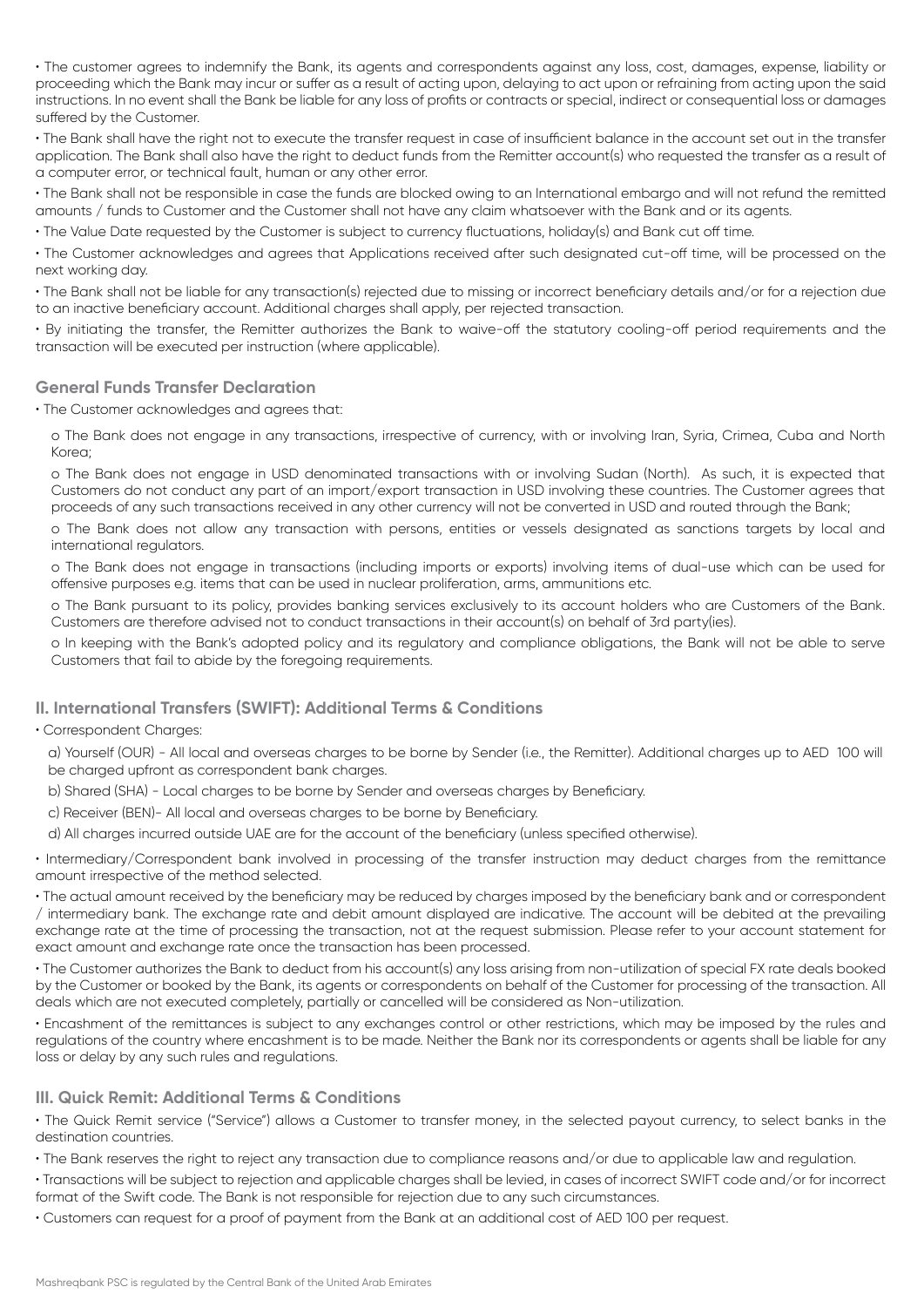- The customer agrees to indemnify the Bank, its agents and correspondents against any loss, cost, damages, expense, liability or proceeding which the Bank may incur or suffer as a result of acting upon, delaying to act upon or refraining from acting upon the said instructions. In no event shall the Bank be liable for any loss of profits or contracts or special, indirect or consequential loss or damages suffered by the Customer.
- The Bank shall have the right not to execute the transfer request in case of insufficient balance in the account set out in the transfer application. The Bank shall also have the right to deduct funds from the Remitter account(s) who requested the transfer as a result of a computer error, or technical fault, human or any other error.
- The Bank shall not be responsible in case the funds are blocked owing to an International embargo and will not refund the remitted amounts / funds to Customer and the Customer shall not have any claim whatsoever with the Bank and or its agents.
- The Value Date requested by the Customer is subject to currency fluctuations, holiday(s) and Bank cut off time.
- The Customer acknowledges and agrees that Applications received after such designated cut-off time, will be processed on the next working day.
- The Bank shall not be liable for any transaction(s) rejected due to missing or incorrect beneficiary details and/or for a rejection due to an inactive beneficiary account. Additional charges shall apply, per rejected transaction.
- By initiating the transfer, the Remitter authorizes the Bank to waive-off the statutory cooling-off period requirements and the transaction will be executed per instruction (where applicable).

### General Funds Transfer Declaration

- The Customer acknowledges and agrees that:
  - o The Bank does not engage in any transactions, irrespective of currency, with or involving Iran, Syria, Crimea, Cuba and North Korea;
  - o The Bank does not engage in USD denominated transactions with or involving Sudan (North). As such, it is expected that Customers do not conduct any part of an import/export transaction in USD involving these countries. The Customer agrees that proceeds of any such transactions received in any other currency will not be converted in USD and routed through the Bank;
  - o The Bank does not allow any transaction with persons, entities or vessels designated as sanctions targets by local and international regulators.
  - o The Bank does not engage in transactions (including imports or exports) involving items of dual-use which can be used for offensive purposes e.g. items that can be used in nuclear proliferation, arms, ammunitions etc.
  - o The Bank pursuant to its policy, provides banking services exclusively to its account holders who are Customers of the Bank. Customers are therefore advised not to conduct transactions in their account(s) on behalf of 3rd party(ies).
  - o In keeping with the Bank's adopted policy and its regulatory and compliance obligations, the Bank will not be able to serve Customers that fail to abide by the foregoing requirements.

## II. International Transfers (SWIFT): Additional Terms & Conditions

- Correspondent Charges:

  a) Yourself (OUR) - All local and overseas charges to be borne by Sender (i.e., the Remitter). Additional charges up to AED 100 will be charged upfront as correspondent bank charges.

  b) Shared (SHA) - Local charges to be borne by Sender and overseas charges by Beneficiary.

  c) Receiver (BEN)- All local and overseas charges to be borne by Beneficiary.

  d) All charges incurred outside UAE are for the account of the beneficiary (unless specified otherwise).

- Intermediary/Correspondent bank involved in processing of the transfer instruction may deduct charges from the remittance amount irrespective of the method selected.
- The actual amount received by the beneficiary may be reduced by charges imposed by the beneficiary bank and or correspondent / intermediary bank. The exchange rate and debit amount displayed are indicative. The account will be debited at the prevailing exchange rate at the time of processing the transaction, not at the request submission. Please refer to your account statement for exact amount and exchange rate once the transaction has been processed.
- The Customer authorizes the Bank to deduct from his account(s) any loss arising from non-utilization of special FX rate deals booked by the Customer or booked by the Bank, its agents or correspondents on behalf of the Customer for processing of the transaction. All deals which are not executed completely, partially or cancelled will be considered as Non-utilization.
- Encashment of the remittances is subject to any exchanges control or other restrictions, which may be imposed by the rules and regulations of the country where encashment is to be made. Neither the Bank nor its correspondents or agents shall be liable for any loss or delay by any such rules and regulations.

## III. Quick Remit: Additional Terms & Conditions

- The Quick Remit service ("Service") allows a Customer to transfer money, in the selected payout currency, to select banks in the destination countries.
- The Bank reserves the right to reject any transaction due to compliance reasons and/or due to applicable law and regulation.
- Transactions will be subject to rejection and applicable charges shall be levied, in cases of incorrect SWIFT code and/or for incorrect format of the Swift code. The Bank is not responsible for rejection due to any such circumstances.
- Customers can request for a proof of payment from the Bank at an additional cost of AED 100 per request.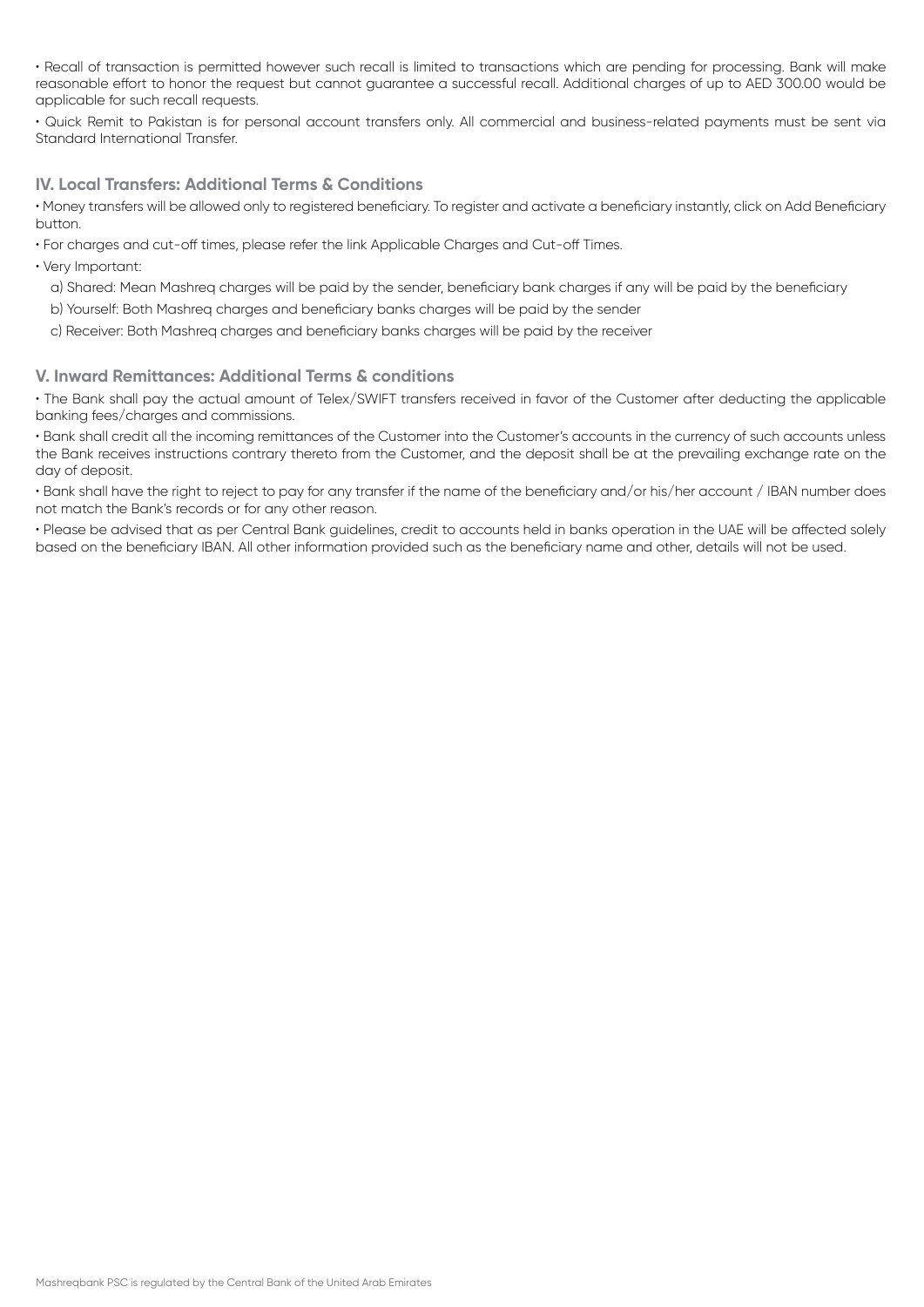- Recall of transaction is permitted however such recall is limited to transactions which are pending for processing. Bank will make reasonable effort to honor the request but cannot guarantee a successful recall. Additional charges of up to AED 300.00 would be applicable for such recall requests.
- Quick Remit to Pakistan is for personal account transfers only. All commercial and business-related payments must be sent via Standard International Transfer.

## IV. Local Transfers: Additional Terms & Conditions

- Money transfers will be allowed only to registered beneficiary. To register and activate a beneficiary instantly, click on Add Beneficiary button.
- For charges and cut-off times, please refer the link Applicable Charges and Cut-off Times.
- Very Important:
  - a) Shared: Mean Mashreq charges will be paid by the sender, beneficiary bank charges if any will be paid by the beneficiary
  - b) Yourself: Both Mashreq charges and beneficiary banks charges will be paid by the sender
  - c) Receiver: Both Mashreq charges and beneficiary banks charges will be paid by the receiver

## V. Inward Remittances: Additional Terms & conditions

- The Bank shall pay the actual amount of Telex/SWIFT transfers received in favor of the Customer after deducting the applicable banking fees/charges and commissions.
- Bank shall credit all the incoming remittances of the Customer into the Customer's accounts in the currency of such accounts unless the Bank receives instructions contrary thereto from the Customer, and the deposit shall be at the prevailing exchange rate on the day of deposit.
- Bank shall have the right to reject to pay for any transfer if the name of the beneficiary and/or his/her account / IBAN number does not match the Bank's records or for any other reason.
- Please be advised that as per Central Bank guidelines, credit to accounts held in banks operation in the UAE will be affected solely based on the beneficiary IBAN. All other information provided such as the beneficiary name and other, details will not be used.

Mashreqbank PSC is regulated by the Central Bank of the United Arab Emirates